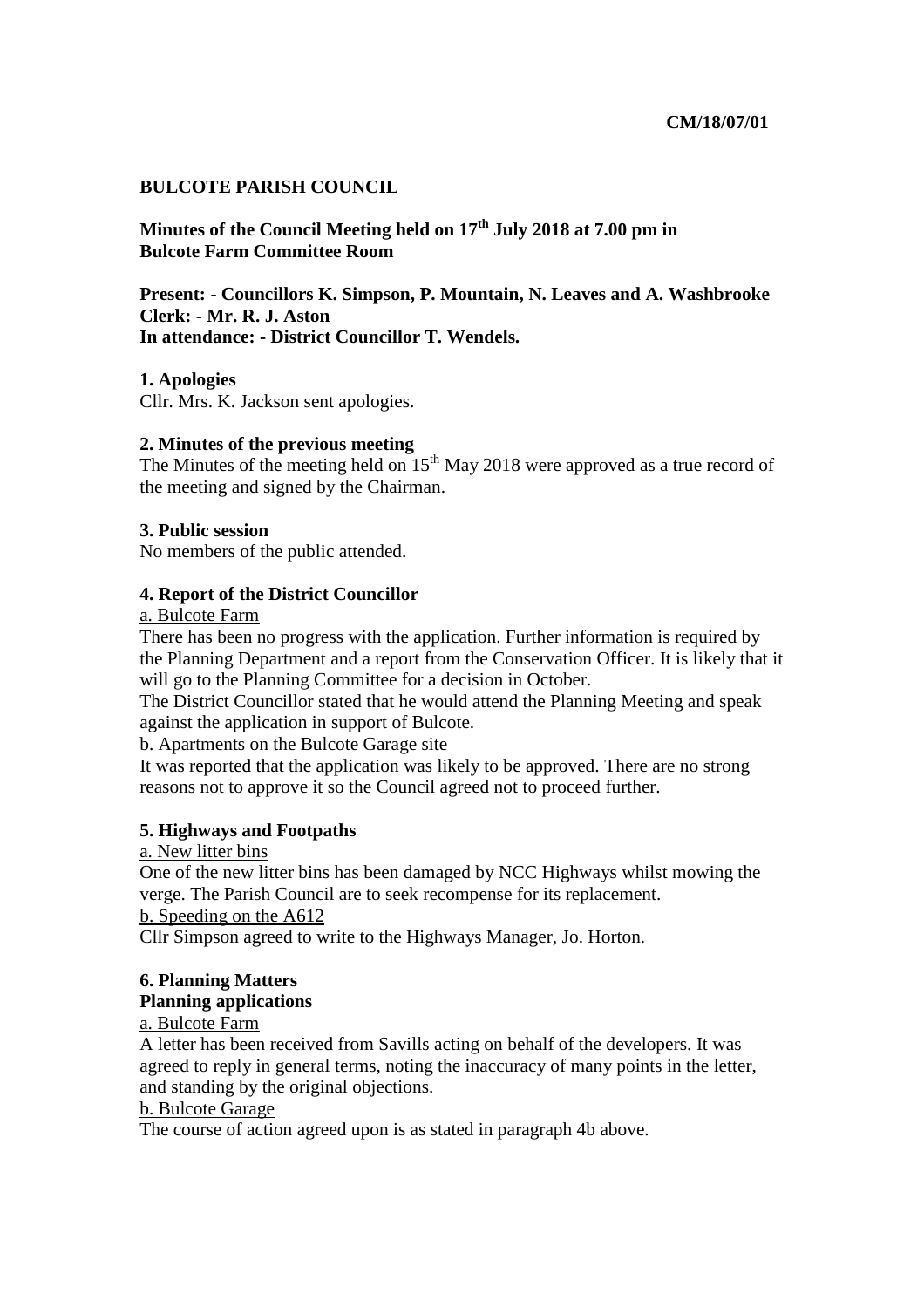CM/18/07/01

**BULCOTE PARISH COUNCIL**

**Minutes of the Council Meeting held on 17th July 2018 at 7.00 pm in Bulcote Farm Committee Room**

**Present: - Councillors K. Simpson, P. Mountain, N. Leaves and A. Washbrooke**
**Clerk: - Mr. R. J. Aston**
**In attendance: - District Councillor T. Wendels.**

**1. Apologies**
Cllr. Mrs. K. Jackson sent apologies.

**2. Minutes of the previous meeting**
The Minutes of the meeting held on 15th May 2018 were approved as a true record of the meeting and signed by the Chairman.

**3. Public session**
No members of the public attended.

**4. Report of the District Councillor**
a. Bulcote Farm
There has been no progress with the application. Further information is required by the Planning Department and a report from the Conservation Officer. It is likely that it will go to the Planning Committee for a decision in October.
The District Councillor stated that he would attend the Planning Meeting and speak against the application in support of Bulcote.
b. Apartments on the Bulcote Garage site
It was reported that the application was likely to be approved. There are no strong reasons not to approve it so the Council agreed not to proceed further.

**5. Highways and Footpaths**
a. New litter bins
One of the new litter bins has been damaged by NCC Highways whilst mowing the verge. The Parish Council are to seek recompense for its replacement.
b. Speeding on the A612
Cllr Simpson agreed to write to the Highways Manager, Jo. Horton.

**6. Planning Matters**
**Planning applications**
a. Bulcote Farm
A letter has been received from Savills acting on behalf of the developers. It was agreed to reply in general terms, noting the inaccuracy of many points in the letter, and standing by the original objections.
b. Bulcote Garage
The course of action agreed upon is as stated in paragraph 4b above.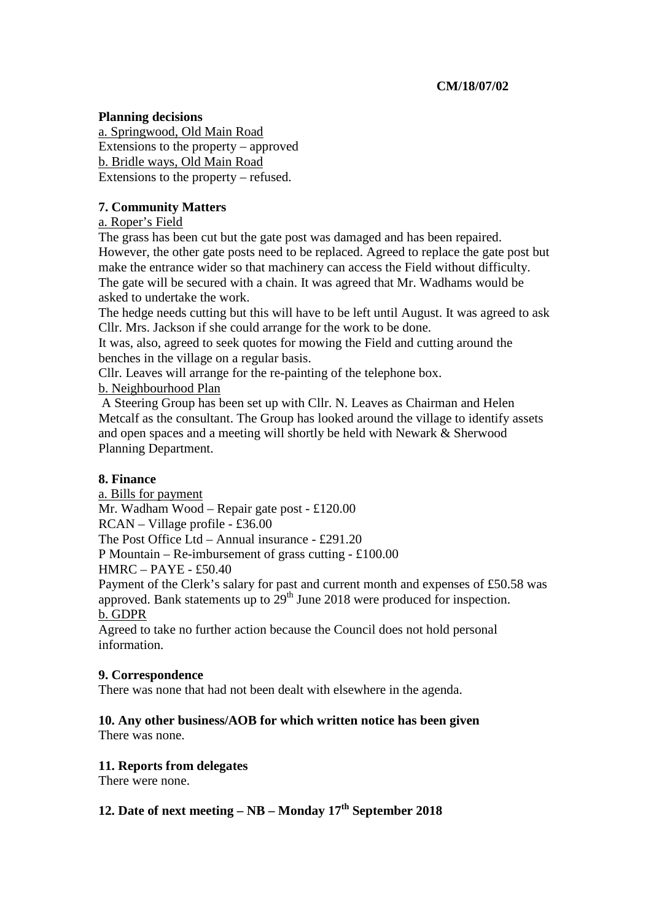**CM/18/07/02**

**Planning decisions**

a. Springwood, Old Main Road

Extensions to the property – approved

b. Bridle ways, Old Main Road

Extensions to the property – refused.

**7. Community Matters**

a. Roper's Field

The grass has been cut but the gate post was damaged and has been repaired. However, the other gate posts need to be replaced. Agreed to replace the gate post but make the entrance wider so that machinery can access the Field without difficulty. The gate will be secured with a chain. It was agreed that Mr. Wadhams would be asked to undertake the work.

The hedge needs cutting but this will have to be left until August. It was agreed to ask Cllr. Mrs. Jackson if she could arrange for the work to be done.

It was, also, agreed to seek quotes for mowing the Field and cutting around the benches in the village on a regular basis.

Cllr. Leaves will arrange for the re-painting of the telephone box.

b. Neighbourhood Plan

A Steering Group has been set up with Cllr. N. Leaves as Chairman and Helen Metcalf as the consultant. The Group has looked around the village to identify assets and open spaces and a meeting will shortly be held with Newark & Sherwood Planning Department.

**8. Finance**

a. Bills for payment

Mr. Wadham Wood – Repair gate post - £120.00

RCAN – Village profile - £36.00

The Post Office Ltd – Annual insurance - £291.20

P Mountain – Re-imbursement of grass cutting - £100.00

HMRC – PAYE - £50.40

Payment of the Clerk's salary for past and current month and expenses of £50.58 was approved. Bank statements up to 29th June 2018 were produced for inspection.

b. GDPR

Agreed to take no further action because the Council does not hold personal information.

**9. Correspondence**

There was none that had not been dealt with elsewhere in the agenda.

**10. Any other business/AOB for which written notice has been given**

There was none.

**11. Reports from delegates**

There were none.

**12. Date of next meeting – NB – Monday 17th September 2018**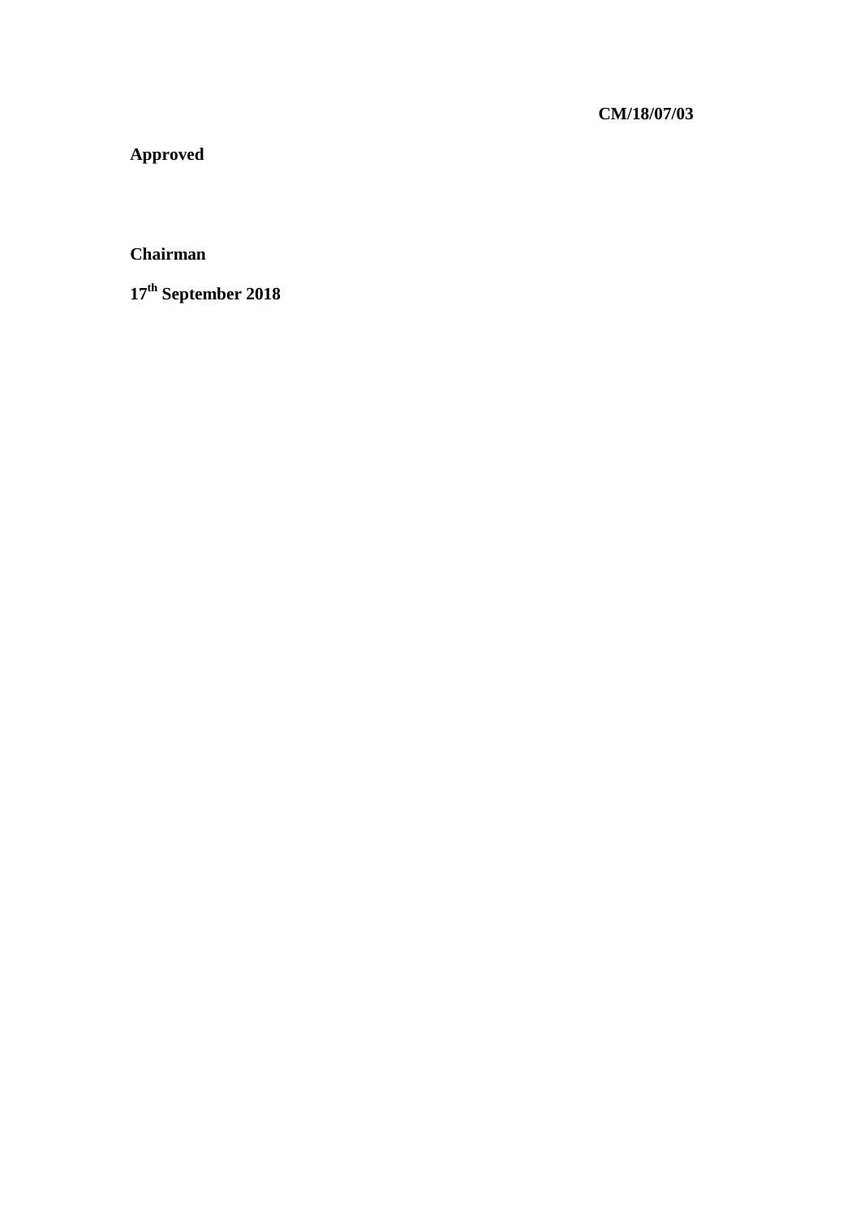**CM/18/07/03**

**Approved**

**Chairman**

**17th September 2018**